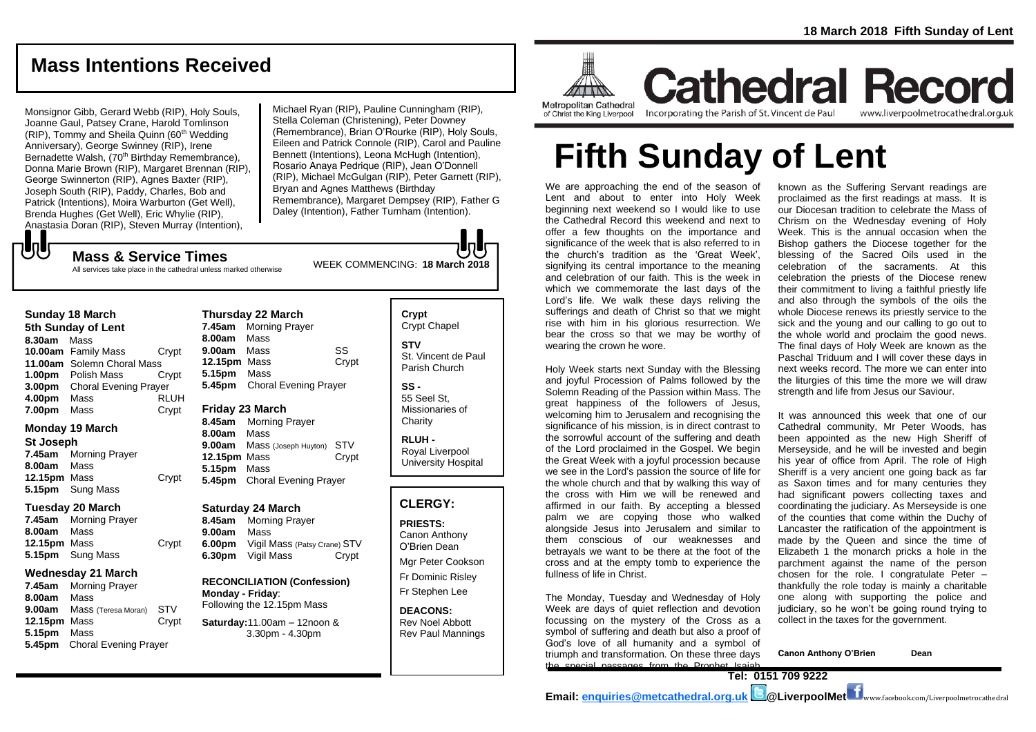18 March 2018 Fifth Sunday of Lent

## Mass Intentions Received

Monsignor Gibb, Gerard Webb (RIP), Holy Souls, Joanne Gaul, Patsey Crane, Harold Tomlinson (RIP), Tommy and Sheila Quinn (60th Wedding Anniversary), George Swinney (RIP), Irene Bernadette Walsh, (70th Birthday Remembrance), Donna Marie Brown (RIP), Margaret Brennan (RIP), George Swinnerton (RIP), Agnes Baxter (RIP), Joseph South (RIP), Paddy, Charles, Bob and Patrick (Intentions), Moira Warburton (Get Well), Brenda Hughes (Get Well), Eric Whylie (RIP), Anastasia Doran (RIP), Steven Murray (Intention), Michael Ryan (RIP), Pauline Cunningham (RIP), Stella Coleman (Christening), Peter Downey (Remembrance), Brian O'Rourke (RIP), Holy Souls, Eileen and Patrick Connole (RIP), Carol and Pauline Bennett (Intentions), Leona McHugh (Intention), Rosario Anaya Pedrique (RIP), Jean O'Donnell (RIP), Michael McGulgan (RIP), Peter Garnett (RIP), Bryan and Agnes Matthews (Birthday Remembrance), Margaret Dempsey (RIP), Father G Daley (Intention), Father Turnham (Intention).

## Mass & Service Times

All services take place in the cathedral unless marked otherwise

WEEK COMMENCING: **18 March 2018**

### Sunday 18 March
**5th Sunday of Lent**

| | | |
|---|---|---|
| **8.30am** | Mass | |
| **10.00am** | Family Mass | Crypt |
| **11.00am** | Solemn Choral Mass | |
| **1.00pm** | Polish Mass | Crypt |
| **3.00pm** | Choral Evening Prayer | |
| **4.00pm** | Mass | RLUH |
| **7.00pm** | Mass | Crypt |

### Monday 19 March
**St Joseph**

| | | |
|---|---|---|
| **7.45am** | Morning Prayer | |
| **8.00am** | Mass | |
| **12.15pm** | Mass | Crypt |
| **5.15pm** | Sung Mass | |

### Tuesday 20 March

| | | |
|---|---|---|
| **7.45am** | Morning Prayer | |
| **8.00am** | Mass | |
| **12.15pm** | Mass | Crypt |
| **5.15pm** | Sung Mass | |

### Wednesday 21 March

| | | |
|---|---|---|
| **7.45am** | Morning Prayer | |
| **8.00am** | Mass | |
| **9.00am** | Mass (Teresa Moran) | STV |
| **12.15pm** | Mass | Crypt |
| **5.15pm** | Mass | |
| **5.45pm** | Choral Evening Prayer | |

### Thursday 22 March

| | | |
|---|---|---|
| **7.45am** | Morning Prayer | |
| **8.00am** | Mass | |
| **9.00am** | Mass | SS |
| **12.15pm** | Mass | Crypt |
| **5.15pm** | Mass | |
| **5.45pm** | Choral Evening Prayer | |

### Friday 23 March

| | | |
|---|---|---|
| **8.45am** | Morning Prayer | |
| **8.00am** | Mass | |
| **9.00am** | Mass (Joseph Huyton) | STV |
| **12.15pm** | Mass | Crypt |
| **5.15pm** | Mass | |
| **5.45pm** | Choral Evening Prayer | |

### Saturday 24 March

| | | |
|---|---|---|
| **8.45am** | Morning Prayer | |
| **9.00am** | Mass | |
| **6.00pm** | Vigil Mass (Patsy Crane) | STV |
| **6.30pm** | Vigil Mass | Crypt |

**RECONCILIATION (Confession)**
**Monday - Friday**: Following the 12.15pm Mass

**Saturday:** 11.00am – 12noon & 3.30pm - 4.30pm

**Crypt**
Crypt Chapel

**STV**
St. Vincent de Paul Parish Church

**SS -**
55 Seel St, Missionaries of Charity

**RLUH -**
Royal Liverpool University Hospital

## CLERGY:

**PRIESTS:**
Canon Anthony O'Brien Dean
Mgr Peter Cookson
Fr Dominic Risley
Fr Stephen Lee

**DEACONS:**
Rev Noel Abbott
Rev Paul Mannings

Metropolitan Cathedral of Christ the King Liverpool

# Cathedral Record

Incorporating the Parish of St. Vincent de Paul www.liverpoolmetrocathedral.org.uk

# Fifth Sunday of Lent

We are approaching the end of the season of Lent and about to enter into Holy Week beginning next weekend so I would like to use the Cathedral Record this weekend and next to offer a few thoughts on the importance and significance of the week that is also referred to in the church's tradition as the 'Great Week', signifying its central importance to the meaning and celebration of our faith. This is the week in which we commemorate the last days of the Lord's life. We walk these days reliving the sufferings and death of Christ so that we might rise with him in his glorious resurrection. We bear the cross so that we may be worthy of wearing the crown he wore.

Holy Week starts next Sunday with the Blessing and joyful Procession of Palms followed by the Solemn Reading of the Passion within Mass. The great happiness of the followers of Jesus, welcoming him to Jerusalem and recognising the significance of his mission, is in direct contrast to the sorrowful account of the suffering and death of the Lord proclaimed in the Gospel. We begin the Great Week with a joyful procession because we see in the Lord's passion the source of life for the whole church and that by walking this way of the cross with Him we will be renewed and affirmed in our faith. By accepting a blessed palm we are copying those who walked alongside Jesus into Jerusalem and similar to them conscious of our weaknesses and betrayals we want to be there at the foot of the cross and at the empty tomb to experience the fullness of life in Christ.

The Monday, Tuesday and Wednesday of Holy Week are days of quiet reflection and devotion focussing on the mystery of the Cross as a symbol of suffering and death but also a proof of God's love of all humanity and a symbol of triumph and transformation. On these three days the special passages from the Prophet Isaiah known as the Suffering Servant readings are proclaimed as the first readings at mass. It is our Diocesan tradition to celebrate the Mass of Chrism on the Wednesday evening of Holy Week. This is the annual occasion when the Bishop gathers the Diocese together for the blessing of the Sacred Oils used in the celebration of the sacraments. At this celebration the priests of the Diocese renew their commitment to living a faithful priestly life and also through the symbols of the oils the whole Diocese renews its priestly service to the sick and the young and our calling to go out to the whole world and proclaim the good news. The final days of Holy Week are known as the Paschal Triduum and I will cover these days in next weeks record. The more we can enter into the liturgies of this time the more we will draw strength and life from Jesus our Saviour.

It was announced this week that one of our Cathedral community, Mr Peter Woods, has been appointed as the new High Sheriff of Merseyside, and he will be invested and begin his year of office from April. The role of High Sheriff is a very ancient one going back as far as Saxon times and for many centuries they had significant powers collecting taxes and coordinating the judiciary. As Merseyside is one of the counties that come within the Duchy of Lancaster the ratification of the appointment is made by the Queen and since the time of Elizabeth 1 the monarch pricks a hole in the parchment against the name of the person chosen for the role. I congratulate Peter – thankfully the role today is mainly a charitable one along with supporting the police and judiciary, so he won't be going round trying to collect in the taxes for the government.

**Canon Anthony O'Brien Dean**

**Tel: 0151 709 9222**

**Email: enquiries@metcathedral.org.uk @LiverpoolMet** www.facebook.com/Liverpoolmetrocathedral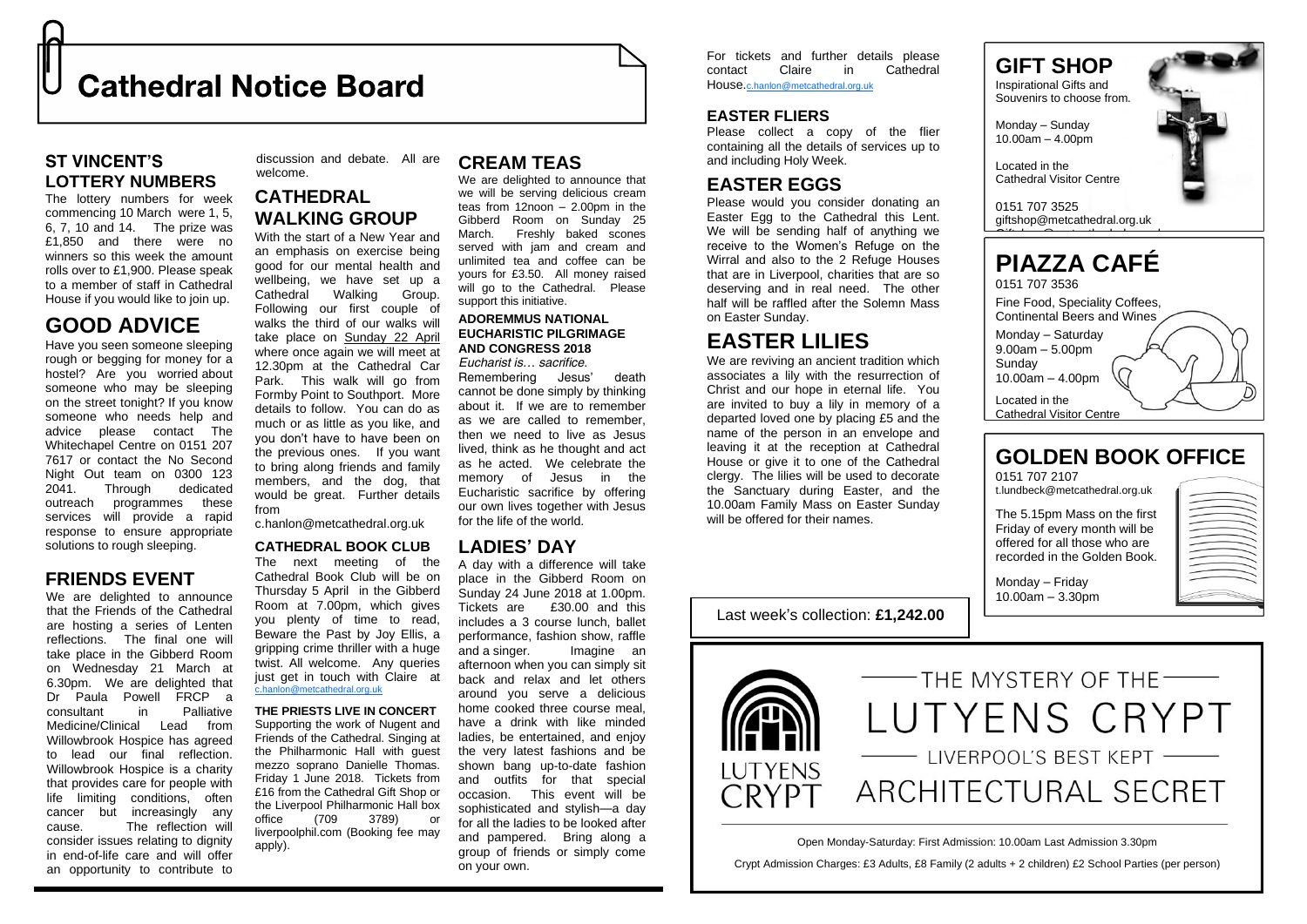# Cathedral Notice Board

## ST VINCENT'S LOTTERY NUMBERS

The lottery numbers for week commencing 10 March were 1, 5, 6, 7, 10 and 14. The prize was £1,850 and there were no winners so this week the amount rolls over to £1,900. Please speak to a member of staff in Cathedral House if you would like to join up.

## GOOD ADVICE

Have you seen someone sleeping rough or begging for money for a hostel? Are you worried about someone who may be sleeping on the street tonight? If you know someone who needs help and advice please contact The Whitechapel Centre on 0151 207 7617 or contact the No Second Night Out team on 0300 123 2041. Through dedicated outreach programmes these services will provide a rapid response to ensure appropriate solutions to rough sleeping.

## FRIENDS EVENT

We are delighted to announce that the Friends of the Cathedral are hosting a series of Lenten reflections. The final one will take place in the Gibberd Room on Wednesday 21 March at 6.30pm. We are delighted that Dr Paula Powell FRCP a consultant in Palliative Medicine/Clinical Lead from Willowbrook Hospice has agreed to lead our final reflection. Willowbrook Hospice is a charity that provides care for people with life limiting conditions, often cancer but increasingly any cause. The reflection will consider issues relating to dignity in end-of-life care and will offer an opportunity to contribute to discussion and debate. All are welcome.

## CATHEDRAL WALKING GROUP

With the start of a New Year and an emphasis on exercise being good for our mental health and wellbeing, we have set up a Cathedral Walking Group. Following our first couple of walks the third of our walks will take place on Sunday 22 April where once again we will meet at 12.30pm at the Cathedral Car Park. This walk will go from Formby Point to Southport. More details to follow. You can do as much or as little as you like, and you don't have to have been on the previous ones. If you want to bring along friends and family members, and the dog, that would be great. Further details from

c.hanlon@metcathedral.org.uk

### CATHEDRAL BOOK CLUB

The next meeting of the Cathedral Book Club will be on Thursday 5 April in the Gibberd Room at 7.00pm, which gives you plenty of time to read, Beware the Past by Joy Ellis, a gripping crime thriller with a huge twist. All welcome. Any queries just get in touch with Claire at c.hanlon@metcathedral.org.uk

### THE PRIESTS LIVE IN CONCERT

Supporting the work of Nugent and Friends of the Cathedral. Singing at the Philharmonic Hall with guest mezzo soprano Danielle Thomas. Friday 1 June 2018. Tickets from £16 from the Cathedral Gift Shop or the Liverpool Philharmonic Hall box office (709 3789) or liverpoolphil.com (Booking fee may apply).

## CREAM TEAS

We are delighted to announce that we will be serving delicious cream teas from 12noon – 2.00pm in the Gibberd Room on Sunday 25 March. Freshly baked scones served with jam and cream and unlimited tea and coffee can be yours for £3.50. All money raised will go to the Cathedral. Please support this initiative.

### ADOREMMUS NATIONAL EUCHARISTIC PILGRIMAGE AND CONGRESS 2018

*Eucharist is… sacrifice.*

Remembering Jesus' death cannot be done simply by thinking about it. If we are to remember as we are called to remember, then we need to live as Jesus lived, think as he thought and act as he acted. We celebrate the memory of Jesus in the Eucharistic sacrifice by offering our own lives together with Jesus for the life of the world.

## LADIES' DAY

A day with a difference will take place in the Gibberd Room on Sunday 24 June 2018 at 1.00pm. Tickets are £30.00 and this includes a 3 course lunch, ballet performance, fashion show, raffle and a singer. Imagine an afternoon when you can simply sit back and relax and let others around you serve a delicious home cooked three course meal, have a drink with like minded ladies, be entertained, and enjoy the very latest fashions and be shown bang up-to-date fashion and outfits for that special occasion. This event will be sophisticated and stylish—a day for all the ladies to be looked after and pampered. Bring along a group of friends or simply come on your own.

For tickets and further details please contact Claire in Cathedral House. c.hanlon@metcathedral.org.uk

### EASTER FLIERS

Please collect a copy of the flier containing all the details of services up to and including Holy Week.

## EASTER EGGS

Please would you consider donating an Easter Egg to the Cathedral this Lent. We will be sending half of anything we receive to the Women's Refuge on the Wirral and also to the 2 Refuge Houses that are in Liverpool, charities that are so deserving and in real need. The other half will be raffled after the Solemn Mass on Easter Sunday.

## EASTER LILIES

We are reviving an ancient tradition which associates a lily with the resurrection of Christ and our hope in eternal life. You are invited to buy a lily in memory of a departed loved one by placing £5 and the name of the person in an envelope and leaving it at the reception at Cathedral House or give it to one of the Cathedral clergy. The lilies will be used to decorate the Sanctuary during Easter, and the 10.00am Family Mass on Easter Sunday will be offered for their names.

Last week's collection: **£1,242.00**

## GIFT SHOP

Inspirational Gifts and Souvenirs to choose from.

Monday – Sunday
10.00am – 4.00pm

Located in the Cathedral Visitor Centre

0151 707 3525
giftshop@metcathedral.org.uk

## PIAZZA CAFÉ

0151 707 3536

Fine Food, Speciality Coffees, Continental Beers and Wines

Monday – Saturday
9.00am – 5.00pm
Sunday
10.00am – 4.00pm

Located in the Cathedral Visitor Centre

## GOLDEN BOOK OFFICE

0151 707 2107
t.lundbeck@metcathedral.org.uk

The 5.15pm Mass on the first Friday of every month will be offered for all those who are recorded in the Golden Book.

Monday – Friday
10.00am – 3.30pm

LUTYENS CRYPT

THE MYSTERY OF THE LUTYENS CRYPT

LIVERPOOL'S BEST KEPT ARCHITECTURAL SECRET

Open Monday-Saturday: First Admission: 10.00am Last Admission 3.30pm

Crypt Admission Charges: £3 Adults, £8 Family (2 adults + 2 children) £2 School Parties (per person)